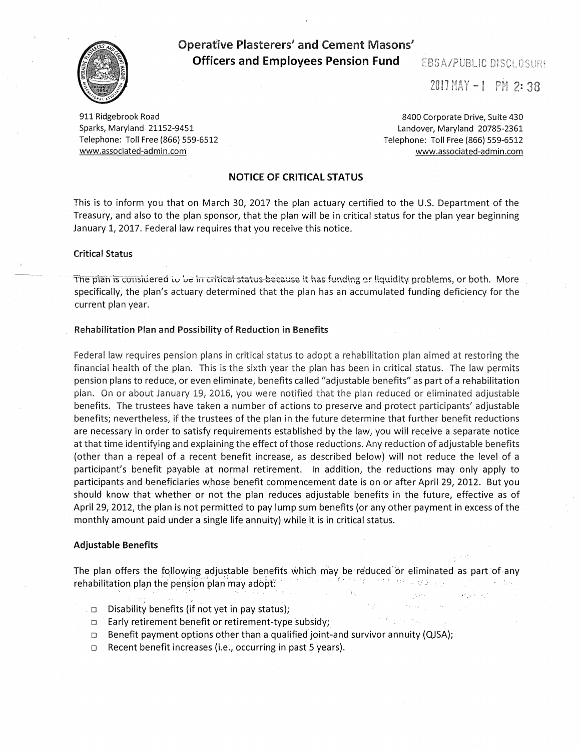# Operative Plasterers' and Cement Masons' Officers and Employees Pension Fund

EBSA/PUBLIC DISCLOSURE

2017 MAY -1 PM 2:38

911 Ridgebrook Road
Sparks, Maryland 21152-9451
Telephone: Toll Free (866) 559-6512
www.associated-admin.com

8400 Corporate Drive, Suite 430
Landover, Maryland 20785-2361
Telephone: Toll Free (866) 559-6512
www.associated-admin.com

## NOTICE OF CRITICAL STATUS

This is to inform you that on March 30, 2017 the plan actuary certified to the U.S. Department of the Treasury, and also to the plan sponsor, that the plan will be in critical status for the plan year beginning January 1, 2017. Federal law requires that you receive this notice.

### Critical Status

The plan is considered to be in critical status because it has funding or liquidity problems, or both. More specifically, the plan's actuary determined that the plan has an accumulated funding deficiency for the current plan year.

### Rehabilitation Plan and Possibility of Reduction in Benefits

Federal law requires pension plans in critical status to adopt a rehabilitation plan aimed at restoring the financial health of the plan. This is the sixth year the plan has been in critical status. The law permits pension plans to reduce, or even eliminate, benefits called "adjustable benefits" as part of a rehabilitation plan. On or about January 19, 2016, you were notified that the plan reduced or eliminated adjustable benefits. The trustees have taken a number of actions to preserve and protect participants' adjustable benefits; nevertheless, if the trustees of the plan in the future determine that further benefit reductions are necessary in order to satisfy requirements established by the law, you will receive a separate notice at that time identifying and explaining the effect of those reductions. Any reduction of adjustable benefits (other than a repeal of a recent benefit increase, as described below) will not reduce the level of a participant's benefit payable at normal retirement. In addition, the reductions may only apply to participants and beneficiaries whose benefit commencement date is on or after April 29, 2012. But you should know that whether or not the plan reduces adjustable benefits in the future, effective as of April 29, 2012, the plan is not permitted to pay lump sum benefits (or any other payment in excess of the monthly amount paid under a single life annuity) while it is in critical status.

### Adjustable Benefits

The plan offers the following adjustable benefits which may be reduced or eliminated as part of any rehabilitation plan the pension plan may adopt:

- Disability benefits (if not yet in pay status);
- Early retirement benefit or retirement-type subsidy;
- Benefit payment options other than a qualified joint-and survivor annuity (QJSA);
- Recent benefit increases (i.e., occurring in past 5 years).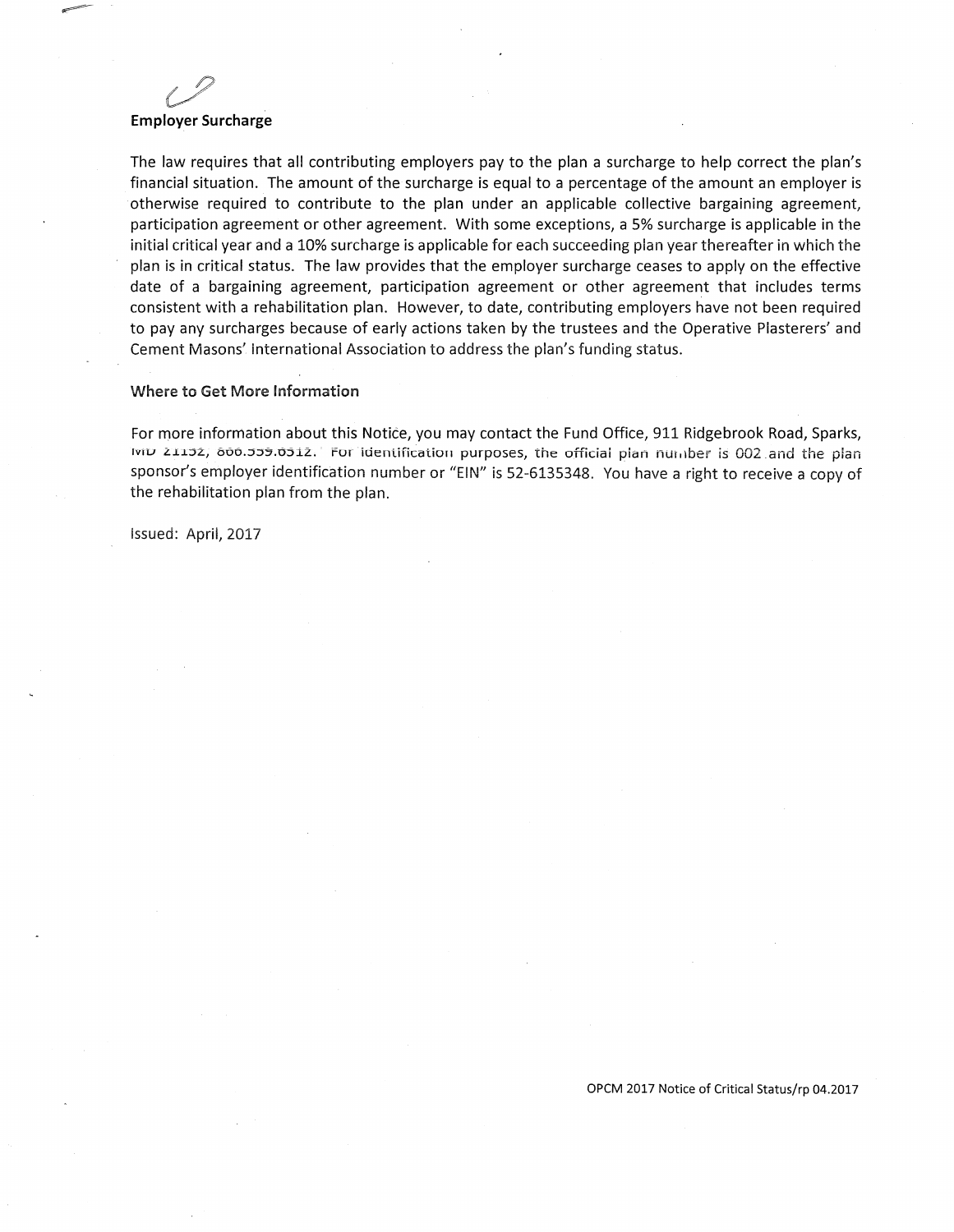## Employer Surcharge

The law requires that all contributing employers pay to the plan a surcharge to help correct the plan's financial situation. The amount of the surcharge is equal to a percentage of the amount an employer is otherwise required to contribute to the plan under an applicable collective bargaining agreement, participation agreement or other agreement. With some exceptions, a 5% surcharge is applicable in the initial critical year and a 10% surcharge is applicable for each succeeding plan year thereafter in which the plan is in critical status. The law provides that the employer surcharge ceases to apply on the effective date of a bargaining agreement, participation agreement or other agreement that includes terms consistent with a rehabilitation plan. However, to date, contributing employers have not been required to pay any surcharges because of early actions taken by the trustees and the Operative Plasterers' and Cement Masons' International Association to address the plan's funding status.

## Where to Get More Information

For more information about this Notice, you may contact the Fund Office, 911 Ridgebrook Road, Sparks, MD 21152, 866.559.6512. For identification purposes, the official plan number is 002 and the plan sponsor's employer identification number or "EIN" is 52-6135348. You have a right to receive a copy of the rehabilitation plan from the plan.

Issued: April, 2017

OPCM 2017 Notice of Critical Status/rp 04.2017